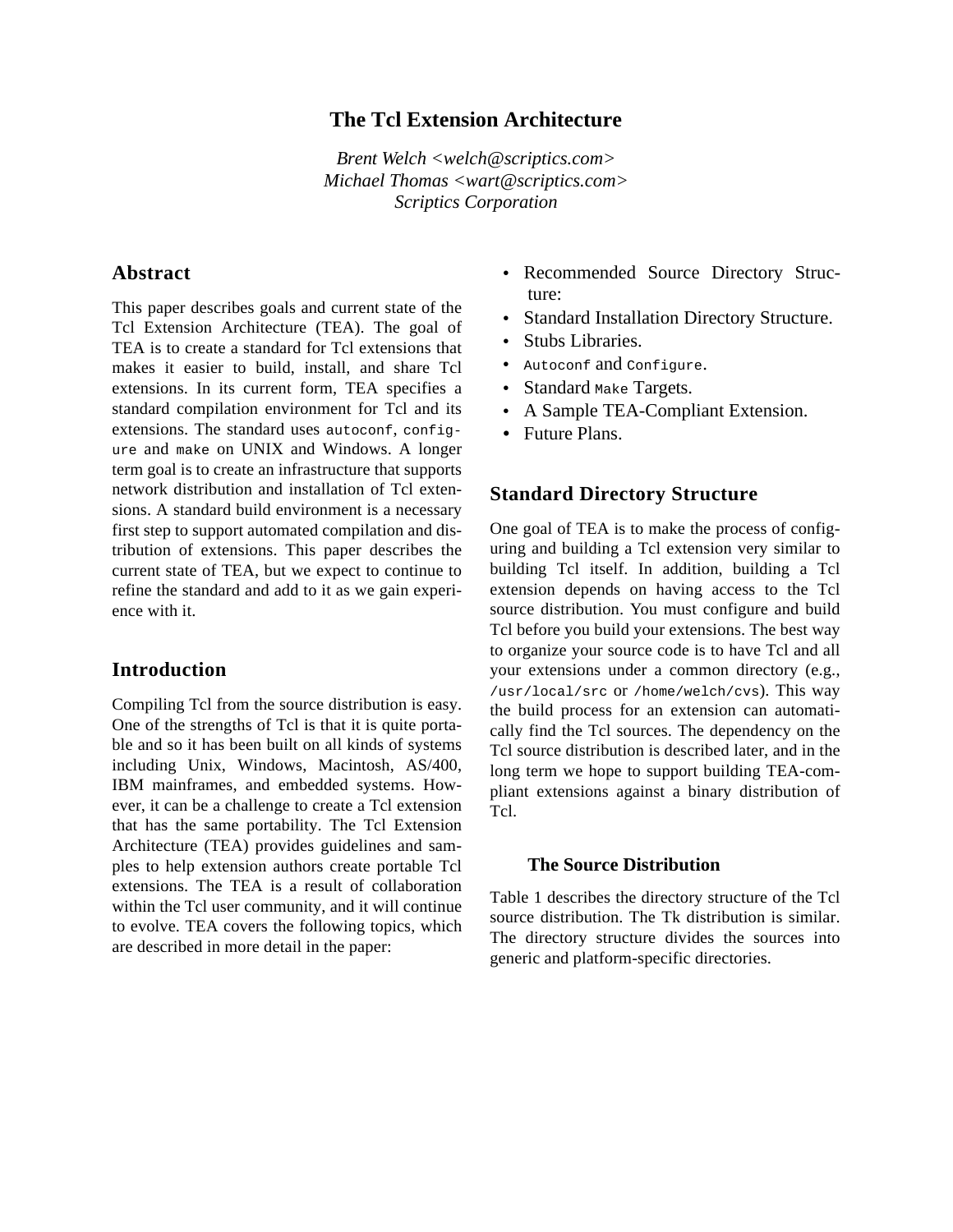# The Tcl Extension Architecture

*Brent Welch <welch@scriptics.com>*
*Michael Thomas <wart@scriptics.com>*
*Scriptics Corporation*

## Abstract

This paper describes goals and current state of the Tcl Extension Architecture (TEA). The goal of TEA is to create a standard for Tcl extensions that makes it easier to build, install, and share Tcl extensions. In its current form, TEA specifies a standard compilation environment for Tcl and its extensions. The standard uses `autoconf`, `configure` and `make` on UNIX and Windows. A longer term goal is to create an infrastructure that supports network distribution and installation of Tcl extensions. A standard build environment is a necessary first step to support automated compilation and distribution of extensions. This paper describes the current state of TEA, but we expect to continue to refine the standard and add to it as we gain experience with it.

## Introduction

Compiling Tcl from the source distribution is easy. One of the strengths of Tcl is that it is quite portable and so it has been built on all kinds of systems including Unix, Windows, Macintosh, AS/400, IBM mainframes, and embedded systems. However, it can be a challenge to create a Tcl extension that has the same portability. The Tcl Extension Architecture (TEA) provides guidelines and samples to help extension authors create portable Tcl extensions. The TEA is a result of collaboration within the Tcl user community, and it will continue to evolve. TEA covers the following topics, which are described in more detail in the paper:

- Recommended Source Directory Structure:
- Standard Installation Directory Structure.
- Stubs Libraries.
- `Autoconf` and `Configure`.
- Standard `Make` Targets.
- A Sample TEA-Compliant Extension.
- Future Plans.

## Standard Directory Structure

One goal of TEA is to make the process of configuring and building a Tcl extension very similar to building Tcl itself. In addition, building a Tcl extension depends on having access to the Tcl source distribution. You must configure and build Tcl before you build your extensions. The best way to organize your source code is to have Tcl and all your extensions under a common directory (e.g., `/usr/local/src` or `/home/welch/cvs`). This way the build process for an extension can automatically find the Tcl sources. The dependency on the Tcl source distribution is described later, and in the long term we hope to support building TEA-compliant extensions against a binary distribution of Tcl.

### The Source Distribution

Table 1 describes the directory structure of the Tcl source distribution. The Tk distribution is similar. The directory structure divides the sources into generic and platform-specific directories.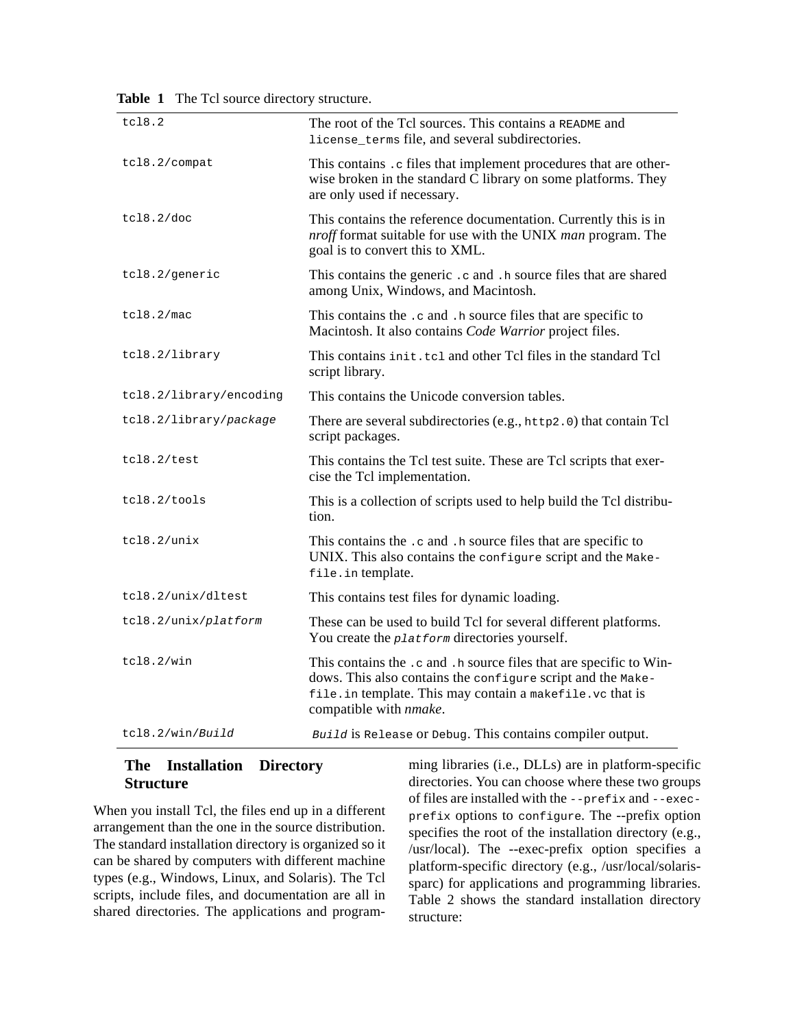**Table 1** The Tcl source directory structure.

| | |
|---|---|
| `tcl8.2` | The root of the Tcl sources. This contains a `README` and `license_terms` file, and several subdirectories. |
| `tcl8.2/compat` | This contains `.c` files that implement procedures that are otherwise broken in the standard C library on some platforms. They are only used if necessary. |
| `tcl8.2/doc` | This contains the reference documentation. Currently this is in *nroff* format suitable for use with the UNIX *man* program. The goal is to convert this to XML. |
| `tcl8.2/generic` | This contains the generic `.c` and `.h` source files that are shared among Unix, Windows, and Macintosh. |
| `tcl8.2/mac` | This contains the `.c` and `.h` source files that are specific to Macintosh. It also contains *Code Warrior* project files. |
| `tcl8.2/library` | This contains `init.tcl` and other Tcl files in the standard Tcl script library. |
| `tcl8.2/library/encoding` | This contains the Unicode conversion tables. |
| `tcl8.2/library/`*`package`* | There are several subdirectories (e.g., `http2.0`) that contain Tcl script packages. |
| `tcl8.2/test` | This contains the Tcl test suite. These are Tcl scripts that exercise the Tcl implementation. |
| `tcl8.2/tools` | This is a collection of scripts used to help build the Tcl distribution. |
| `tcl8.2/unix` | This contains the `.c` and `.h` source files that are specific to UNIX. This also contains the `configure` script and the `Makefile.in` template. |
| `tcl8.2/unix/dltest` | This contains test files for dynamic loading. |
| `tcl8.2/unix/`*`platform`* | These can be used to build Tcl for several different platforms. You create the *`platform`* directories yourself. |
| `tcl8.2/win` | This contains the `.c` and `.h` source files that are specific to Windows. This also contains the `configure` script and the `Makefile.in` template. This may contain a `makefile.vc` that is compatible with *nmake*. |
| `tcl8.2/win/`*`Build`* | *`Build`* is `Release` or `Debug`. This contains compiler output. |

## The Installation Directory Structure

When you install Tcl, the files end up in a different arrangement than the one in the source distribution. The standard installation directory is organized so it can be shared by computers with different machine types (e.g., Windows, Linux, and Solaris). The Tcl scripts, include files, and documentation are all in shared directories. The applications and programming libraries (i.e., DLLs) are in platform-specific directories. You can choose where these two groups of files are installed with the `--prefix` and `--exec-prefix` options to `configure`. The --prefix option specifies the root of the installation directory (e.g., /usr/local). The --exec-prefix option specifies a platform-specific directory (e.g., /usr/local/solaris-sparc) for applications and programming libraries. Table 2 shows the standard installation directory structure: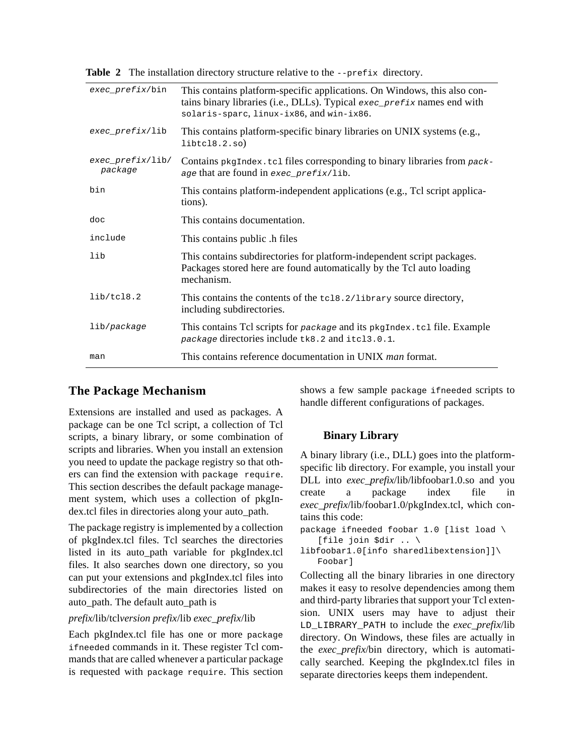**Table 2** The installation directory structure relative to the `--prefix` directory.

| | |
|---|---|
| *exec_prefix*/bin | This contains platform-specific applications. On Windows, this also contains binary libraries (i.e., DLLs). Typical *exec_prefix* names end with `solaris-sparc`, `linux-ix86`, and `win-ix86`. |
| *exec_prefix*/lib | This contains platform-specific binary libraries on UNIX systems (e.g., `libtcl8.2.so`) |
| *exec_prefix*/lib/*package* | Contains `pkgIndex.tcl` files corresponding to binary libraries from *package* that are found in *exec_prefix*/lib. |
| bin | This contains platform-independent applications (e.g., Tcl script applications). |
| doc | This contains documentation. |
| include | This contains public .h files |
| lib | This contains subdirectories for platform-independent script packages. Packages stored here are found automatically by the Tcl auto loading mechanism. |
| lib/tcl8.2 | This contains the contents of the `tcl8.2/library` source directory, including subdirectories. |
| lib/*package* | This contains Tcl scripts for *package* and its `pkgIndex.tcl` file. Example *package* directories include `tk8.2` and `itcl3.0.1`. |
| man | This contains reference documentation in UNIX *man* format. |

## The Package Mechanism

Extensions are installed and used as packages. A package can be one Tcl script, a collection of Tcl scripts, a binary library, or some combination of scripts and libraries. When you install an extension you need to update the package registry so that others can find the extension with `package require`. This section describes the default package management system, which uses a collection of pkgIndex.tcl files in directories along your auto_path.

The package registry is implemented by a collection of pkgIndex.tcl files. Tcl searches the directories listed in its auto_path variable for pkgIndex.tcl files. It also searches down one directory, so you can put your extensions and pkgIndex.tcl files into subdirectories of the main directories listed on auto_path. The default auto_path is

*prefix*/lib/tcl*version* *prefix*/lib *exec_prefix*/lib

Each pkgIndex.tcl file has one or more `package ifneeded` commands in it. These register Tcl commands that are called whenever a particular package is requested with `package require`. This section shows a few sample `package ifneeded` scripts to handle different configurations of packages.

### Binary Library

A binary library (i.e., DLL) goes into the platform-specific lib directory. For example, you install your DLL into *exec_prefix*/lib/libfoobar1.0.so and you create a package index file in *exec_prefix*/lib/foobar1.0/pkgIndex.tcl, which contains this code:

```
package ifneeded foobar 1.0 [list load \
    [file join $dir .. \
libfoobar1.0[info sharedlibextension]]\
    Foobar]
```

Collecting all the binary libraries in one directory makes it easy to resolve dependencies among them and third-party libraries that support your Tcl extension. UNIX users may have to adjust their `LD_LIBRARY_PATH` to include the *exec_prefix*/lib directory. On Windows, these files are actually in the *exec_prefix*/bin directory, which is automatically searched. Keeping the pkgIndex.tcl files in separate directories keeps them independent.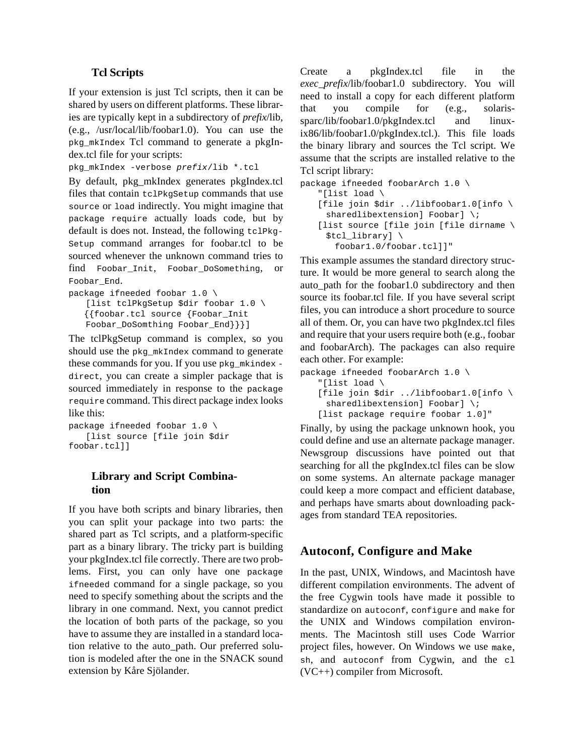### Tcl Scripts

If your extension is just Tcl scripts, then it can be shared by users on different platforms. These libraries are typically kept in a subdirectory of *prefix*/lib, (e.g., /usr/local/lib/foobar1.0). You can use the `pkg_mkIndex` Tcl command to generate a pkgIndex.tcl file for your scripts:

```
pkg_mkIndex -verbose prefix/lib *.tcl
```

By default, pkg_mkIndex generates pkgIndex.tcl files that contain `tclPkgSetup` commands that use `source` or `load` indirectly. You might imagine that `package require` actually loads code, but by default is does not. Instead, the following `tclPkgSetup` command arranges for foobar.tcl to be sourced whenever the unknown command tries to find `Foobar_Init`, `Foobar_DoSomething`, or `Foobar_End`.

```
package ifneeded foobar 1.0 \
    [list tclPkgSetup $dir foobar 1.0 \
    {{foobar.tcl source {Foobar_Init
    Foobar_DoSomthing Foobar_End}}}]
```

The tclPkgSetup command is complex, so you should use the `pkg_mkIndex` command to generate these commands for you. If you use `pkg_mkindex -direct`, you can create a simpler package that is sourced immediately in response to the `package require` command. This direct package index looks like this:

```
package ifneeded foobar 1.0 \
    [list source [file join $dir
foobar.tcl]]
```

### Library and Script Combination

If you have both scripts and binary libraries, then you can split your package into two parts: the shared part as Tcl scripts, and a platform-specific part as a binary library. The tricky part is building your pkgIndex.tcl file correctly. There are two problems. First, you can only have one `package ifneeded` command for a single package, so you need to specify something about the scripts and the library in one command. Next, you cannot predict the location of both parts of the package, so you have to assume they are installed in a standard location relative to the auto_path. Our preferred solution is modeled after the one in the SNACK sound extension by Kåre Sjölander.

Create a pkgIndex.tcl file in the *exec_prefix*/lib/foobar1.0 subdirectory. You will need to install a copy for each different platform that you compile for (e.g., solaris-sparc/lib/foobar1.0/pkgIndex.tcl and linux-ix86/lib/foobar1.0/pkgIndex.tcl.). This file loads the binary library and sources the Tcl script. We assume that the scripts are installed relative to the Tcl script library:

```
package ifneeded foobarArch 1.0 \
    "[list load \
    [file join $dir ../libfoobar1.0[info \
      sharedlibextension] Foobar] \;
    [list source [file join [file dirname \
      $tcl_library] \
        foobar1.0/foobar.tcl]]"
```

This example assumes the standard directory structure. It would be more general to search along the auto_path for the foobar1.0 subdirectory and then source its foobar.tcl file. If you have several script files, you can introduce a short procedure to source all of them. Or, you can have two pkgIndex.tcl files and require that your users require both (e.g., foobar and foobarArch). The packages can also require each other. For example:

```
package ifneeded foobarArch 1.0 \
    "[list load \
    [file join $dir ../libfoobar1.0[info \
      sharedlibextension] Foobar] \;
    [list package require foobar 1.0]"
```

Finally, by using the package unknown hook, you could define and use an alternate package manager. Newsgroup discussions have pointed out that searching for all the pkgIndex.tcl files can be slow on some systems. An alternate package manager could keep a more compact and efficient database, and perhaps have smarts about downloading packages from standard TEA repositories.

## Autoconf, Configure and Make

In the past, UNIX, Windows, and Macintosh have different compilation environments. The advent of the free Cygwin tools have made it possible to standardize on `autoconf`, `configure` and `make` for the UNIX and Windows compilation environments. The Macintosh still uses Code Warrior project files, however. On Windows we use `make`, `sh`, and `autoconf` from Cygwin, and the `cl` (VC++) compiler from Microsoft.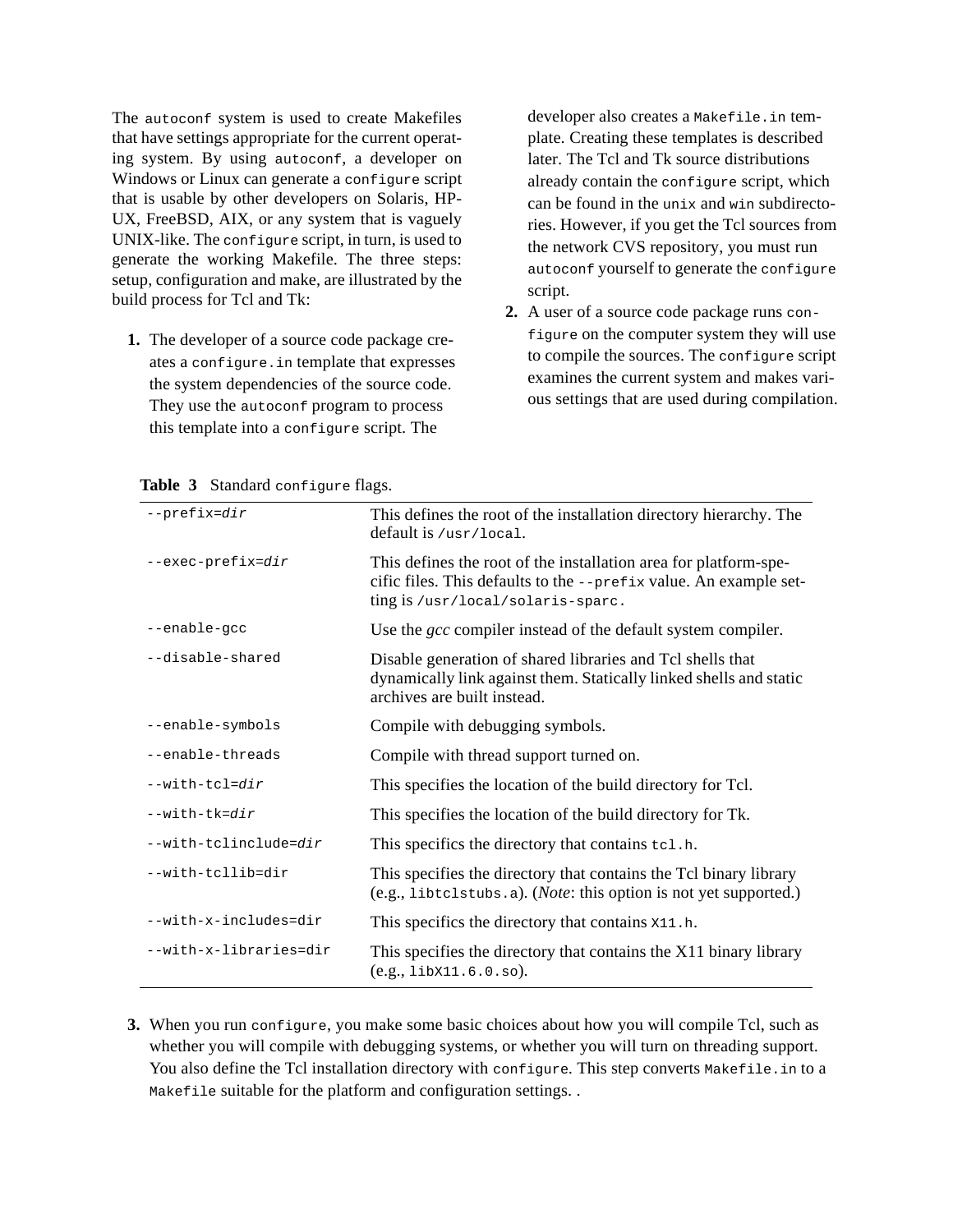The autoconf system is used to create Makefiles that have settings appropriate for the current operating system. By using autoconf, a developer on Windows or Linux can generate a configure script that is usable by other developers on Solaris, HP-UX, FreeBSD, AIX, or any system that is vaguely UNIX-like. The configure script, in turn, is used to generate the working Makefile. The three steps: setup, configuration and make, are illustrated by the build process for Tcl and Tk:

1. The developer of a source code package creates a configure.in template that expresses the system dependencies of the source code. They use the autoconf program to process this template into a configure script. The developer also creates a Makefile.in template. Creating these templates is described later. The Tcl and Tk source distributions already contain the configure script, which can be found in the unix and win subdirectories. However, if you get the Tcl sources from the network CVS repository, you must run autoconf yourself to generate the configure script.
2. A user of a source code package runs configure on the computer system they will use to compile the sources. The configure script examines the current system and makes various settings that are used during compilation.

**Table 3** Standard configure flags.

| Flag | Description |
|---|---|
| --prefix=*dir* | This defines the root of the installation directory hierarchy. The default is /usr/local. |
| --exec-prefix=*dir* | This defines the root of the installation area for platform-specific files. This defaults to the --prefix value. An example setting is /usr/local/solaris-sparc. |
| --enable-gcc | Use the *gcc* compiler instead of the default system compiler. |
| --disable-shared | Disable generation of shared libraries and Tcl shells that dynamically link against them. Statically linked shells and static archives are built instead. |
| --enable-symbols | Compile with debugging symbols. |
| --enable-threads | Compile with thread support turned on. |
| --with-tcl=*dir* | This specifies the location of the build directory for Tcl. |
| --with-tk=*dir* | This specifies the location of the build directory for Tk. |
| --with-tclinclude=*dir* | This specifics the directory that contains tcl.h. |
| --with-tcllib=dir | This specifies the directory that contains the Tcl binary library (e.g., libtclstubs.a). (*Note*: this option is not yet supported.) |
| --with-x-includes=dir | This specifics the directory that contains X11.h. |
| --with-x-libraries=dir | This specifies the directory that contains the X11 binary library (e.g., libX11.6.0.so). |

3. When you run configure, you make some basic choices about how you will compile Tcl, such as whether you will compile with debugging systems, or whether you will turn on threading support. You also define the Tcl installation directory with configure. This step converts Makefile.in to a Makefile suitable for the platform and configuration settings. .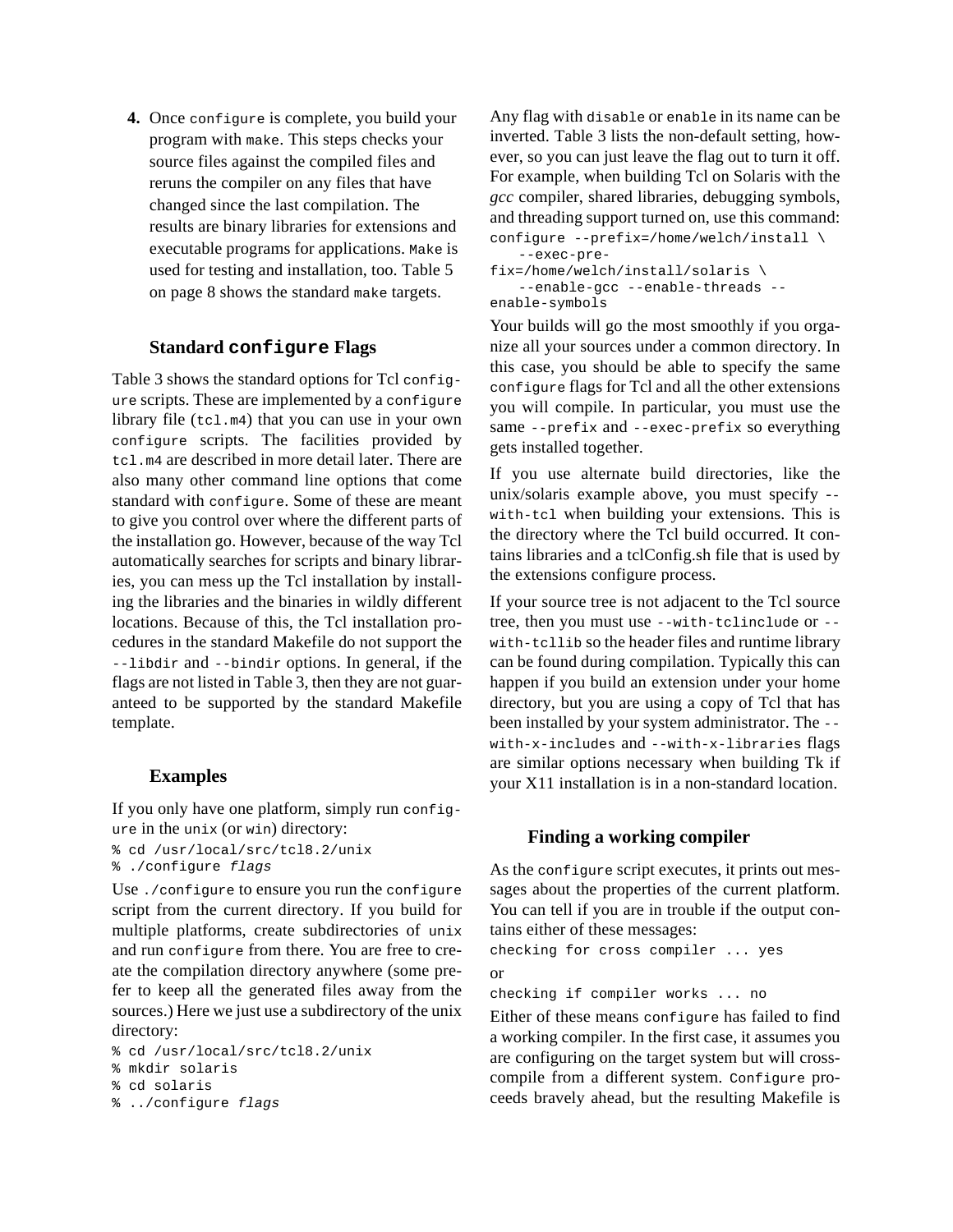4. Once `configure` is complete, you build your program with `make`. This steps checks your source files against the compiled files and reruns the compiler on any files that have changed since the last compilation. The results are binary libraries for extensions and executable programs for applications. `Make` is used for testing and installation, too. Table 5 on page 8 shows the standard `make` targets.

### Standard `configure` Flags

Table 3 shows the standard options for Tcl `configure` scripts. These are implemented by a `configure` library file (`tcl.m4`) that you can use in your own `configure` scripts. The facilities provided by `tcl.m4` are described in more detail later. There are also many other command line options that come standard with `configure`. Some of these are meant to give you control over where the different parts of the installation go. However, because of the way Tcl automatically searches for scripts and binary libraries, you can mess up the Tcl installation by installing the libraries and the binaries in wildly different locations. Because of this, the Tcl installation procedures in the standard Makefile do not support the `--libdir` and `--bindir` options. In general, if the flags are not listed in Table 3, then they are not guaranteed to be supported by the standard Makefile template.

### Examples

If you only have one platform, simply run `configure` in the `unix` (or `win`) directory:

```
% cd /usr/local/src/tcl8.2/unix
% ./configure flags
```

Use `./configure` to ensure you run the `configure` script from the current directory. If you build for multiple platforms, create subdirectories of `unix` and run `configure` from there. You are free to create the compilation directory anywhere (some prefer to keep all the generated files away from the sources.) Here we just use a subdirectory of the unix directory:

```
% cd /usr/local/src/tcl8.2/unix
% mkdir solaris
% cd solaris
% ../configure flags
```

Any flag with `disable` or `enable` in its name can be inverted. Table 3 lists the non-default setting, however, so you can just leave the flag out to turn it off. For example, when building Tcl on Solaris with the *gcc* compiler, shared libraries, debugging symbols, and threading support turned on, use this command:

```
configure --prefix=/home/welch/install \
    --exec-prefix=/home/welch/install/solaris \
    --enable-gcc --enable-threads --enable-symbols
```

Your builds will go the most smoothly if you organize all your sources under a common directory. In this case, you should be able to specify the same `configure` flags for Tcl and all the other extensions you will compile. In particular, you must use the same `--prefix` and `--exec-prefix` so everything gets installed together.

If you use alternate build directories, like the unix/solaris example above, you must specify `--with-tcl` when building your extensions. This is the directory where the Tcl build occurred. It contains libraries and a tclConfig.sh file that is used by the extensions configure process.

If your source tree is not adjacent to the Tcl source tree, then you must use `--with-tclinclude` or `--with-tcllib` so the header files and runtime library can be found during compilation. Typically this can happen if you build an extension under your home directory, but you are using a copy of Tcl that has been installed by your system administrator. The `--with-x-includes` and `--with-x-libraries` flags are similar options necessary when building Tk if your X11 installation is in a non-standard location.

### Finding a working compiler

As the `configure` script executes, it prints out messages about the properties of the current platform. You can tell if you are in trouble if the output contains either of these messages:

```
checking for cross compiler ... yes
```

or

```
checking if compiler works ... no
```

Either of these means `configure` has failed to find a working compiler. In the first case, it assumes you are configuring on the target system but will cross-compile from a different system. `Configure` proceeds bravely ahead, but the resulting Makefile is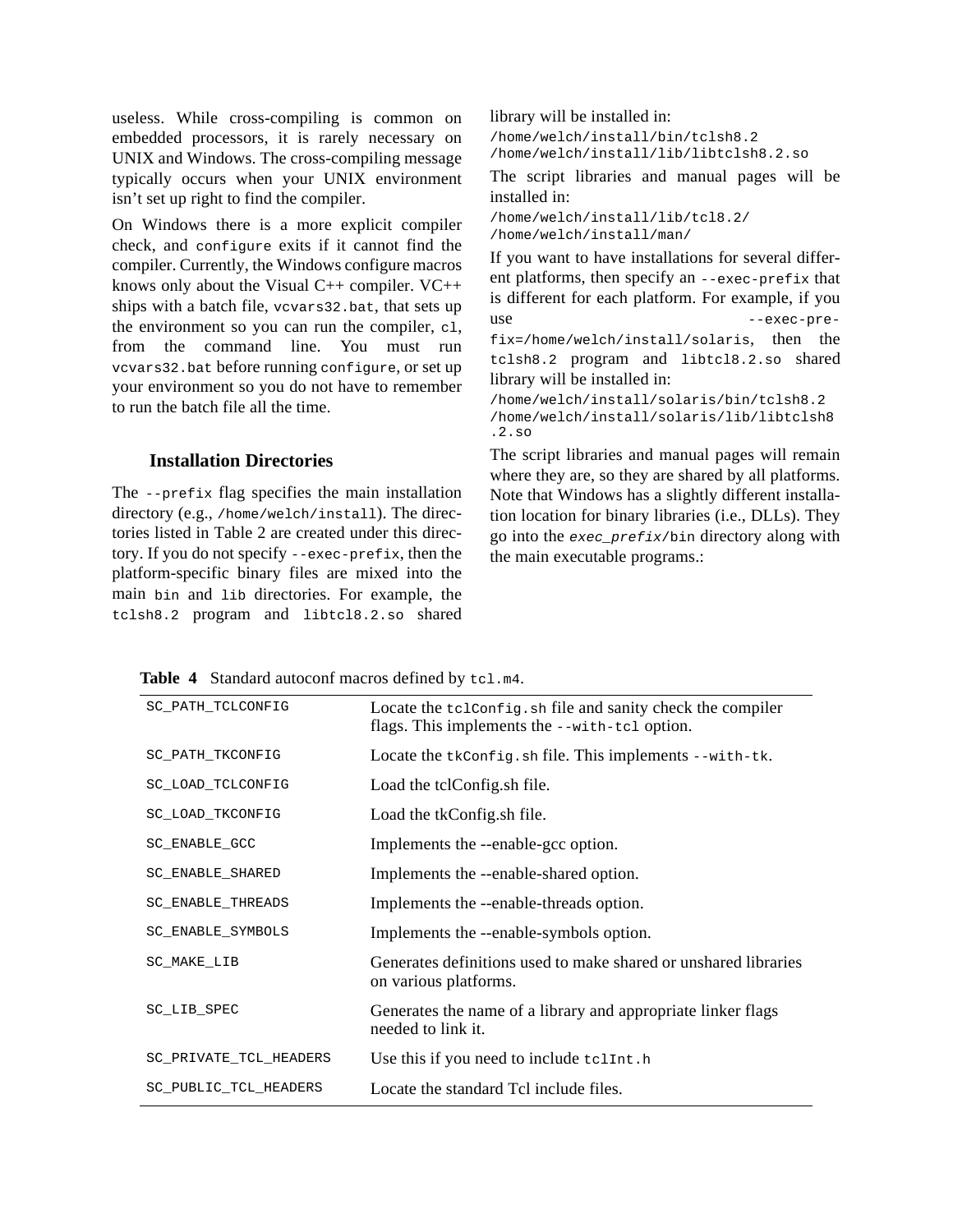useless. While cross-compiling is common on embedded processors, it is rarely necessary on UNIX and Windows. The cross-compiling message typically occurs when your UNIX environment isn't set up right to find the compiler.

On Windows there is a more explicit compiler check, and `configure` exits if it cannot find the compiler. Currently, the Windows configure macros knows only about the Visual C++ compiler. VC++ ships with a batch file, `vcvars32.bat`, that sets up the environment so you can run the compiler, `cl`, from the command line. You must run `vcvars32.bat` before running `configure`, or set up your environment so you do not have to remember to run the batch file all the time.

### Installation Directories

The `--prefix` flag specifies the main installation directory (e.g., `/home/welch/install`). The directories listed in Table 2 are created under this directory. If you do not specify `--exec-prefix`, then the platform-specific binary files are mixed into the main `bin` and `lib` directories. For example, the `tclsh8.2` program and `libtcl8.2.so` shared library will be installed in:

```
/home/welch/install/bin/tclsh8.2
/home/welch/install/lib/libtclsh8.2.so
```

The script libraries and manual pages will be installed in:

```
/home/welch/install/lib/tcl8.2/
/home/welch/install/man/
```

If you want to have installations for several different platforms, then specify an `--exec-prefix` that is different for each platform. For example, if you use `--exec-prefix=/home/welch/install/solaris`, then the `tclsh8.2` program and `libtcl8.2.so` shared library will be installed in:

```
/home/welch/install/solaris/bin/tclsh8.2
/home/welch/install/solaris/lib/libtclsh8.2.so
```

The script libraries and manual pages will remain where they are, so they are shared by all platforms. Note that Windows has a slightly different installation location for binary libraries (i.e., DLLs). They go into the *exec_prefix*`/bin` directory along with the main executable programs.:

**Table 4** Standard autoconf macros defined by `tcl.m4`.

| Macro | Description |
| --- | --- |
| `SC_PATH_TCLCONFIG` | Locate the `tclConfig.sh` file and sanity check the compiler flags. This implements the `--with-tcl` option. |
| `SC_PATH_TKCONFIG` | Locate the `tkConfig.sh` file. This implements `--with-tk`. |
| `SC_LOAD_TCLCONFIG` | Load the tclConfig.sh file. |
| `SC_LOAD_TKCONFIG` | Load the tkConfig.sh file. |
| `SC_ENABLE_GCC` | Implements the --enable-gcc option. |
| `SC_ENABLE_SHARED` | Implements the --enable-shared option. |
| `SC_ENABLE_THREADS` | Implements the --enable-threads option. |
| `SC_ENABLE_SYMBOLS` | Implements the --enable-symbols option. |
| `SC_MAKE_LIB` | Generates definitions used to make shared or unshared libraries on various platforms. |
| `SC_LIB_SPEC` | Generates the name of a library and appropriate linker flags needed to link it. |
| `SC_PRIVATE_TCL_HEADERS` | Use this if you need to include `tclInt.h` |
| `SC_PUBLIC_TCL_HEADERS` | Locate the standard Tcl include files. |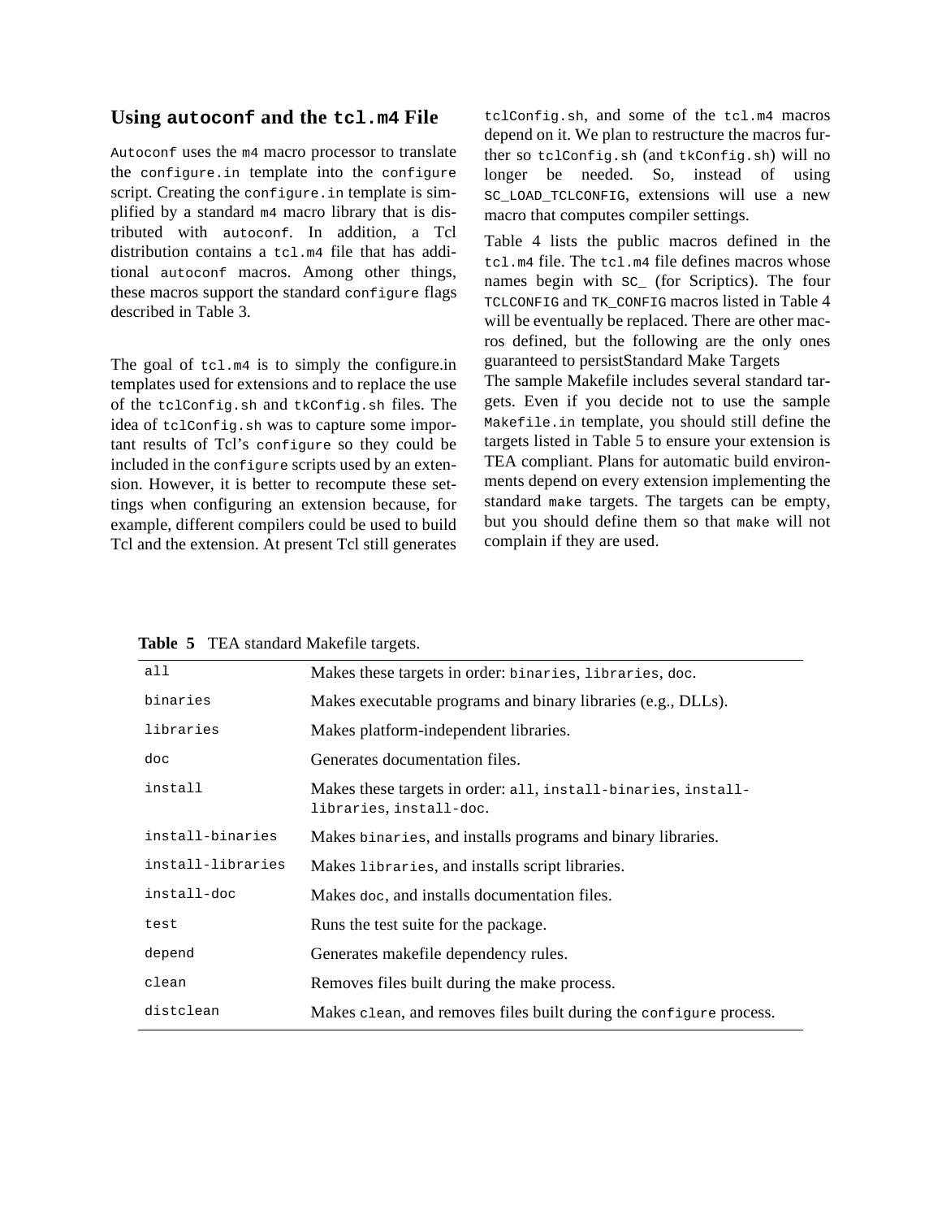## Using `autoconf` and the `tcl.m4` File

`Autoconf` uses the `m4` macro processor to translate the `configure.in` template into the `configure` script. Creating the `configure.in` template is simplified by a standard `m4` macro library that is distributed with `autoconf`. In addition, a Tcl distribution contains a `tcl.m4` file that has additional `autoconf` macros. Among other things, these macros support the standard `configure` flags described in Table 3.

The goal of `tcl.m4` is to simply the configure.in templates used for extensions and to replace the use of the `tclConfig.sh` and `tkConfig.sh` files. The idea of `tclConfig.sh` was to capture some important results of Tcl's `configure` so they could be included in the `configure` scripts used by an extension. However, it is better to recompute these settings when configuring an extension because, for example, different compilers could be used to build Tcl and the extension. At present Tcl still generates `tclConfig.sh`, and some of the `tcl.m4` macros depend on it. We plan to restructure the macros further so `tclConfig.sh` (and `tkConfig.sh`) will no longer be needed. So, instead of using `SC_LOAD_TCLCONFIG`, extensions will use a new macro that computes compiler settings.

Table 4 lists the public macros defined in the `tcl.m4` file. The `tcl.m4` file defines macros whose names begin with `SC_` (for Scriptics). The four `TCLCONFIG` and `TK_CONFIG` macros listed in Table 4 will be eventually be replaced. There are other macros defined, but the following are the only ones guaranteed to persistStandard Make Targets

The sample Makefile includes several standard targets. Even if you decide not to use the sample `Makefile.in` template, you should still define the targets listed in Table 5 to ensure your extension is TEA compliant. Plans for automatic build environments depend on every extension implementing the standard `make` targets. The targets can be empty, but you should define them so that `make` will not complain if they are used.

**Table 5** TEA standard Makefile targets.

| | |
|---|---|
| `all` | Makes these targets in order: `binaries`, `libraries`, `doc`. |
| `binaries` | Makes executable programs and binary libraries (e.g., DLLs). |
| `libraries` | Makes platform-independent libraries. |
| `doc` | Generates documentation files. |
| `install` | Makes these targets in order: `all`, `install-binaries`, `install-libraries`, `install-doc`. |
| `install-binaries` | Makes `binaries`, and installs programs and binary libraries. |
| `install-libraries` | Makes `libraries`, and installs script libraries. |
| `install-doc` | Makes `doc`, and installs documentation files. |
| `test` | Runs the test suite for the package. |
| `depend` | Generates makefile dependency rules. |
| `clean` | Removes files built during the make process. |
| `distclean` | Makes `clean`, and removes files built during the `configure` process. |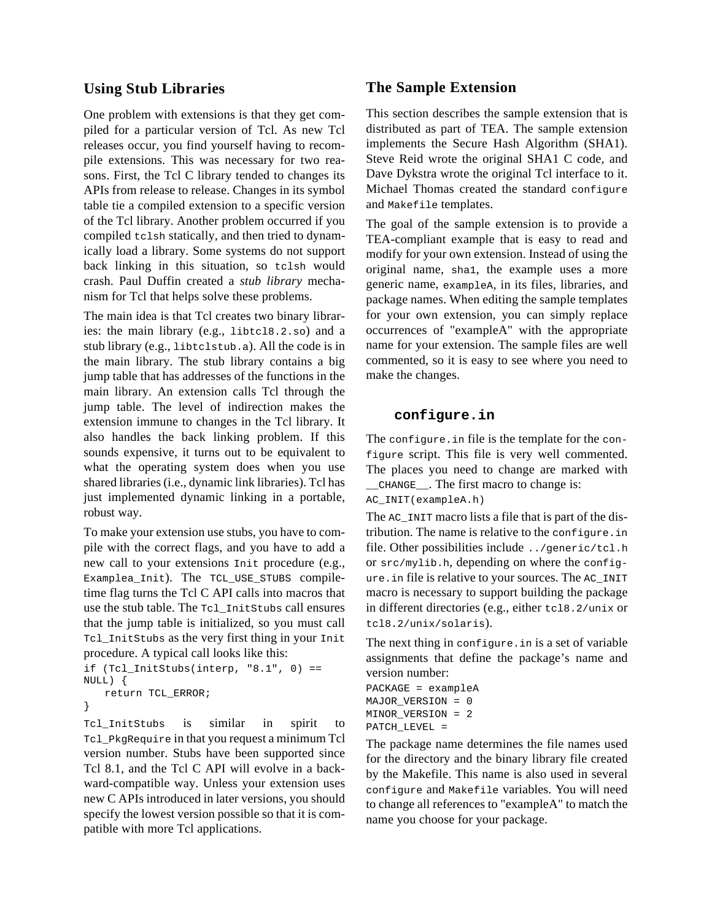## Using Stub Libraries

One problem with extensions is that they get compiled for a particular version of Tcl. As new Tcl releases occur, you find yourself having to recompile extensions. This was necessary for two reasons. First, the Tcl C library tended to changes its APIs from release to release. Changes in its symbol table tie a compiled extension to a specific version of the Tcl library. Another problem occurred if you compiled `tclsh` statically, and then tried to dynamically load a library. Some systems do not support back linking in this situation, so `tclsh` would crash. Paul Duffin created a *stub library* mechanism for Tcl that helps solve these problems.

The main idea is that Tcl creates two binary libraries: the main library (e.g., `libtcl8.2.so`) and a stub library (e.g., `libtclstub.a`). All the code is in the main library. The stub library contains a big jump table that has addresses of the functions in the main library. An extension calls Tcl through the jump table. The level of indirection makes the extension immune to changes in the Tcl library. It also handles the back linking problem. If this sounds expensive, it turns out to be equivalent to what the operating system does when you use shared libraries (i.e., dynamic link libraries). Tcl has just implemented dynamic linking in a portable, robust way.

To make your extension use stubs, you have to compile with the correct flags, and you have to add a new call to your extensions `Init` procedure (e.g., `Examplea_Init`). The `TCL_USE_STUBS` compile-time flag turns the Tcl C API calls into macros that use the stub table. The `Tcl_InitStubs` call ensures that the jump table is initialized, so you must call `Tcl_InitStubs` as the very first thing in your `Init` procedure. A typical call looks like this:

```
if (Tcl_InitStubs(interp, "8.1", 0) ==
NULL) {
    return TCL_ERROR;
}
```

`Tcl_InitStubs` is similar in spirit to `Tcl_PkgRequire` in that you request a minimum Tcl version number. Stubs have been supported since Tcl 8.1, and the Tcl C API will evolve in a backward-compatible way. Unless your extension uses new C APIs introduced in later versions, you should specify the lowest version possible so that it is compatible with more Tcl applications.

## The Sample Extension

This section describes the sample extension that is distributed as part of TEA. The sample extension implements the Secure Hash Algorithm (SHA1). Steve Reid wrote the original SHA1 C code, and Dave Dykstra wrote the original Tcl interface to it. Michael Thomas created the standard `configure` and `Makefile` templates.

The goal of the sample extension is to provide a TEA-compliant example that is easy to read and modify for your own extension. Instead of using the original name, `sha1`, the example uses a more generic name, `exampleA`, in its files, libraries, and package names. When editing the sample templates for your own extension, you can simply replace occurrences of "exampleA" with the appropriate name for your extension. The sample files are well commented, so it is easy to see where you need to make the changes.

### configure.in

The `configure.in` file is the template for the `configure` script. This file is very well commented. The places you need to change are marked with `__CHANGE__`. The first macro to change is:

```
AC_INIT(exampleA.h)
```

The `AC_INIT` macro lists a file that is part of the distribution. The name is relative to the `configure.in` file. Other possibilities include `../generic/tcl.h` or `src/mylib.h`, depending on where the `configure.in` file is relative to your sources. The `AC_INIT` macro is necessary to support building the package in different directories (e.g., either `tcl8.2/unix` or `tcl8.2/unix/solaris`).

The next thing in `configure.in` is a set of variable assignments that define the package's name and version number:

```
PACKAGE = exampleA
MAJOR_VERSION = 0
MINOR_VERSION = 2
PATCH_LEVEL =
```

The package name determines the file names used for the directory and the binary library file created by the Makefile. This name is also used in several `configure` and `Makefile` variables. You will need to change all references to "exampleA" to match the name you choose for your package.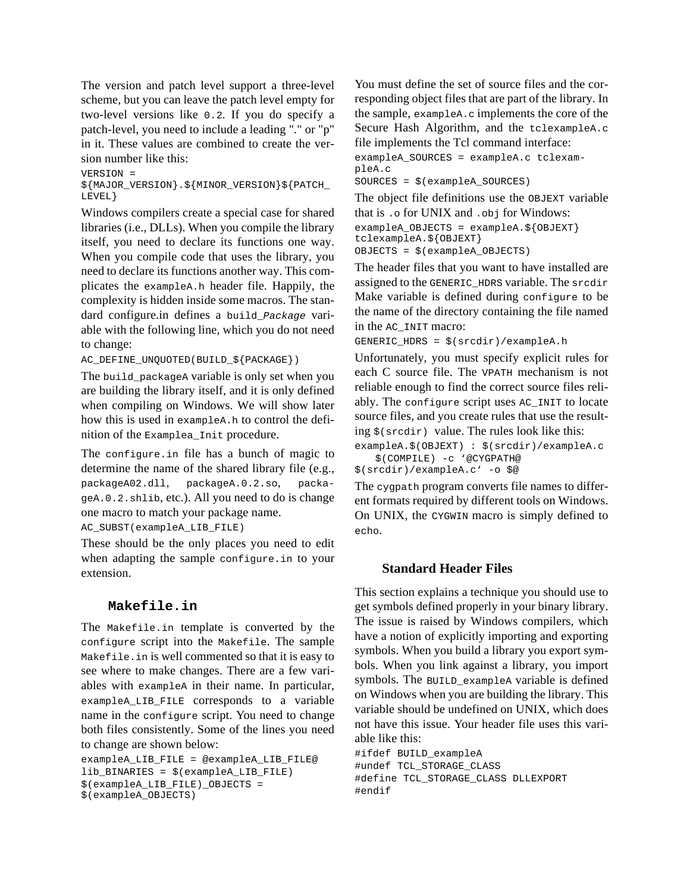The version and patch level support a three-level scheme, but you can leave the patch level empty for two-level versions like `0.2`. If you do specify a patch-level, you need to include a leading "." or "p" in it. These values are combined to create the version number like this:

```
VERSION =
${MAJOR_VERSION}.${MINOR_VERSION}${PATCH_
LEVEL}
```

Windows compilers create a special case for shared libraries (i.e., DLLs). When you compile the library itself, you need to declare its functions one way. When you compile code that uses the library, you need to declare its functions another way. This complicates the `exampleA.h` header file. Happily, the complexity is hidden inside some macros. The standard configure.in defines a `build_Package` variable with the following line, which you do not need to change:

```
AC_DEFINE_UNQUOTED(BUILD_${PACKAGE})
```

The `build_packageA` variable is only set when you are building the library itself, and it is only defined when compiling on Windows. We will show later how this is used in `exampleA.h` to control the definition of the `Examplea_Init` procedure.

The `configure.in` file has a bunch of magic to determine the name of the shared library file (e.g., `packageA02.dll`, `packageA.0.2.so`, `packageA.0.2.shlib`, etc.). All you need to do is change one macro to match your package name.

```
AC_SUBST(exampleA_LIB_FILE)
```

These should be the only places you need to edit when adapting the sample `configure.in` to your extension.

## Makefile.in

The `Makefile.in` template is converted by the `configure` script into the `Makefile`. The sample `Makefile.in` is well commented so that it is easy to see where to make changes. There are a few variables with `exampleA` in their name. In particular, `exampleA_LIB_FILE` corresponds to a variable name in the `configure` script. You need to change both files consistently. Some of the lines you need to change are shown below:

```
exampleA_LIB_FILE = @exampleA_LIB_FILE@
lib_BINARIES = $(exampleA_LIB_FILE)
$(exampleA_LIB_FILE)_OBJECTS =
$(exampleA_OBJECTS)
```

You must define the set of source files and the corresponding object files that are part of the library. In the sample, `exampleA.c` implements the core of the Secure Hash Algorithm, and the `tclexampleA.c` file implements the Tcl command interface:

```
exampleA_SOURCES = exampleA.c tclexampleA.c
SOURCES = $(exampleA_SOURCES)
```

The object file definitions use the `OBJEXT` variable that is `.o` for UNIX and `.obj` for Windows:

```
exampleA_OBJECTS = exampleA.${OBJEXT}
tclexampleA.${OBJEXT}
OBJECTS = $(exampleA_OBJECTS)
```

The header files that you want to have installed are assigned to the `GENERIC_HDRS` variable. The `srcdir` Make variable is defined during `configure` to be the name of the directory containing the file named in the `AC_INIT` macro:

```
GENERIC_HDRS = $(srcdir)/exampleA.h
```

Unfortunately, you must specify explicit rules for each C source file. The `VPATH` mechanism is not reliable enough to find the correct source files reliably. The `configure` script uses `AC_INIT` to locate source files, and you create rules that use the resulting `$(srcdir)` value. The rules look like this:

```
exampleA.$(OBJEXT) : $(srcdir)/exampleA.c
    $(COMPILE) -c '@CYGPATH@
$(srcdir)/exampleA.c' -o $@
```

The `cygpath` program converts file names to different formats required by different tools on Windows. On UNIX, the `CYGWIN` macro is simply defined to `echo`.

## Standard Header Files

This section explains a technique you should use to get symbols defined properly in your binary library. The issue is raised by Windows compilers, which have a notion of explicitly importing and exporting symbols. When you build a library you export symbols. When you link against a library, you import symbols. The `BUILD_exampleA` variable is defined on Windows when you are building the library. This variable should be undefined on UNIX, which does not have this issue. Your header file uses this variable like this:

```
#ifdef BUILD_exampleA
#undef TCL_STORAGE_CLASS
#define TCL_STORAGE_CLASS DLLEXPORT
#endif
```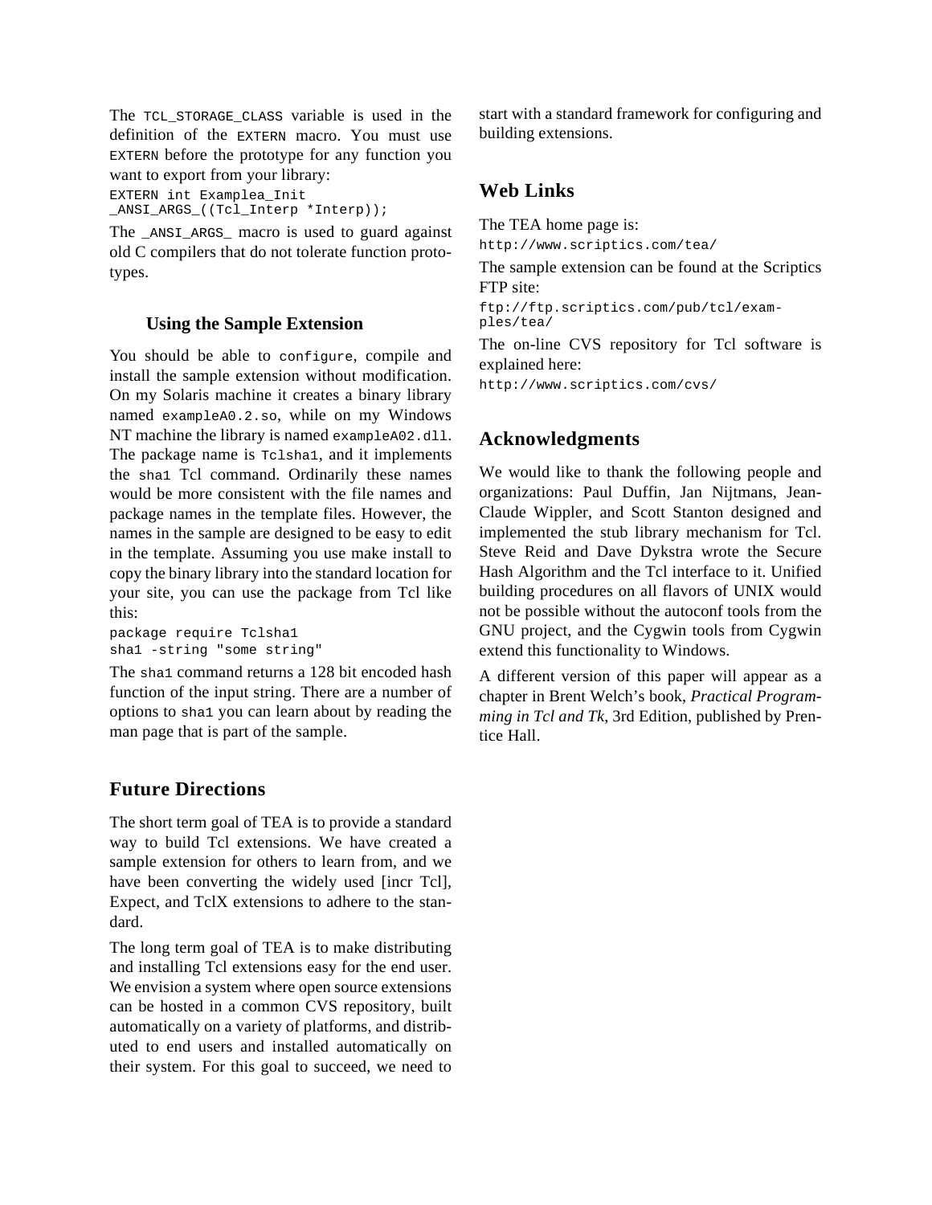The `TCL_STORAGE_CLASS` variable is used in the definition of the `EXTERN` macro. You must use `EXTERN` before the prototype for any function you want to export from your library:

```
EXTERN int Examplea_Init
_ANSI_ARGS_((Tcl_Interp *Interp));
```

The `_ANSI_ARGS_` macro is used to guard against old C compilers that do not tolerate function prototypes.

### Using the Sample Extension

You should be able to `configure`, compile and install the sample extension without modification. On my Solaris machine it creates a binary library named `exampleA0.2.so`, while on my Windows NT machine the library is named `exampleA02.dll`. The package name is `Tclsha1`, and it implements the `sha1` Tcl command. Ordinarily these names would be more consistent with the file names and package names in the template files. However, the names in the sample are designed to be easy to edit in the template. Assuming you use make install to copy the binary library into the standard location for your site, you can use the package from Tcl like this:

```
package require Tclsha1
sha1 -string "some string"
```

The `sha1` command returns a 128 bit encoded hash function of the input string. There are a number of options to `sha1` you can learn about by reading the man page that is part of the sample.

## Future Directions

The short term goal of TEA is to provide a standard way to build Tcl extensions. We have created a sample extension for others to learn from, and we have been converting the widely used [incr Tcl], Expect, and TclX extensions to adhere to the standard.

The long term goal of TEA is to make distributing and installing Tcl extensions easy for the end user. We envision a system where open source extensions can be hosted in a common CVS repository, built automatically on a variety of platforms, and distributed to end users and installed automatically on their system. For this goal to succeed, we need to start with a standard framework for configuring and building extensions.

## Web Links

The TEA home page is:

`http://www.scriptics.com/tea/`

The sample extension can be found at the Scriptics FTP site:

`ftp://ftp.scriptics.com/pub/tcl/examples/tea/`

The on-line CVS repository for Tcl software is explained here:

`http://www.scriptics.com/cvs/`

## Acknowledgments

We would like to thank the following people and organizations: Paul Duffin, Jan Nijtmans, Jean-Claude Wippler, and Scott Stanton designed and implemented the stub library mechanism for Tcl. Steve Reid and Dave Dykstra wrote the Secure Hash Algorithm and the Tcl interface to it. Unified building procedures on all flavors of UNIX would not be possible without the autoconf tools from the GNU project, and the Cygwin tools from Cygwin extend this functionality to Windows.

A different version of this paper will appear as a chapter in Brent Welch's book, *Practical Programming in Tcl and Tk*, 3rd Edition, published by Prentice Hall.